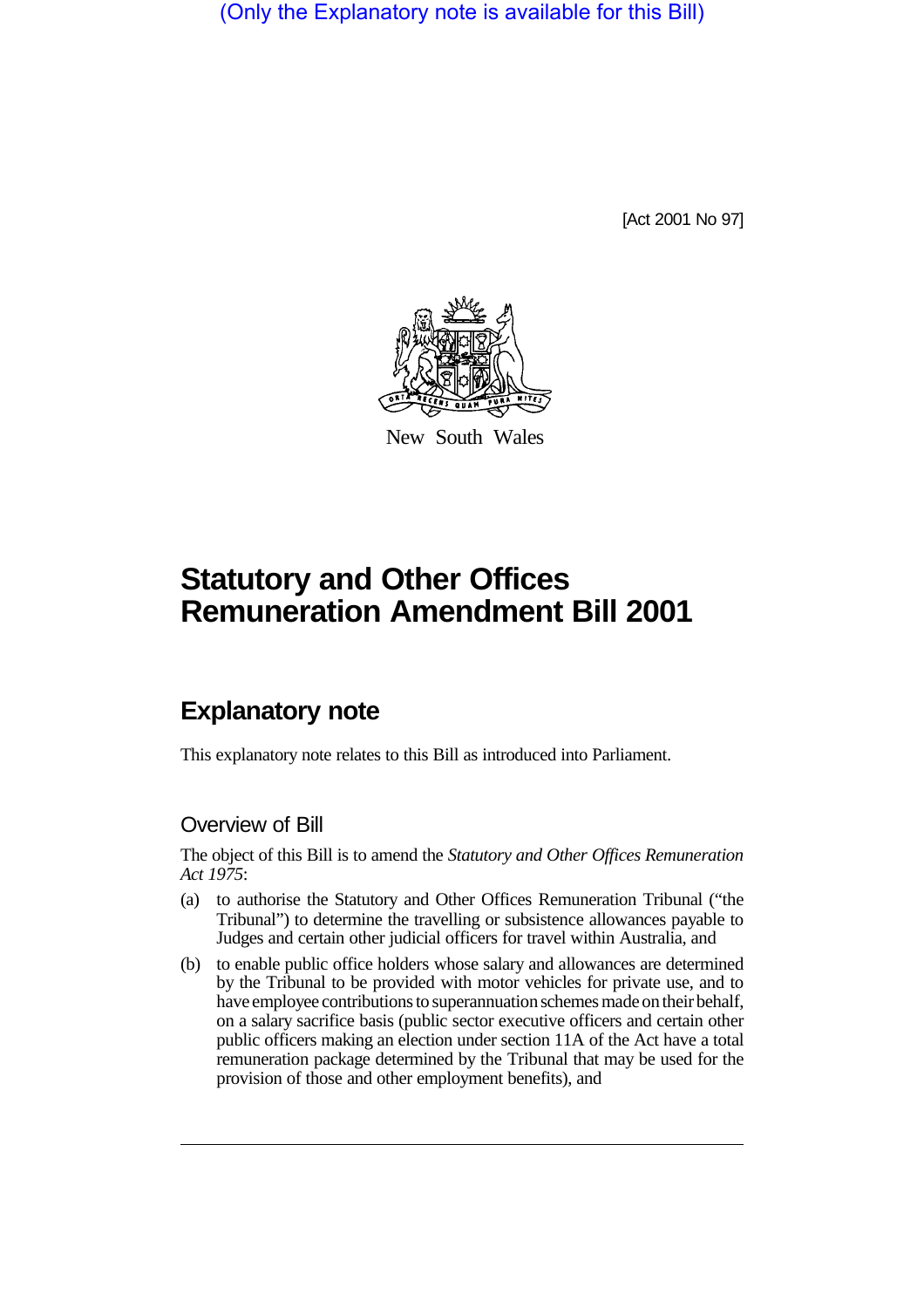(Only the Explanatory note is available for this Bill)

[Act 2001 No 97]

New South Wales

# Statutory and Other Offices Remuneration Amendment Bill 2001

## Explanatory note

This explanatory note relates to this Bill as introduced into Parliament.

### Overview of Bill

The object of this Bill is to amend the *Statutory and Other Offices Remuneration Act 1975*:

(a) to authorise the Statutory and Other Offices Remuneration Tribunal ("the Tribunal") to determine the travelling or subsistence allowances payable to Judges and certain other judicial officers for travel within Australia, and

(b) to enable public office holders whose salary and allowances are determined by the Tribunal to be provided with motor vehicles for private use, and to have employee contributions to superannuation schemes made on their behalf, on a salary sacrifice basis (public sector executive officers and certain other public officers making an election under section 11A of the Act have a total remuneration package determined by the Tribunal that may be used for the provision of those and other employment benefits), and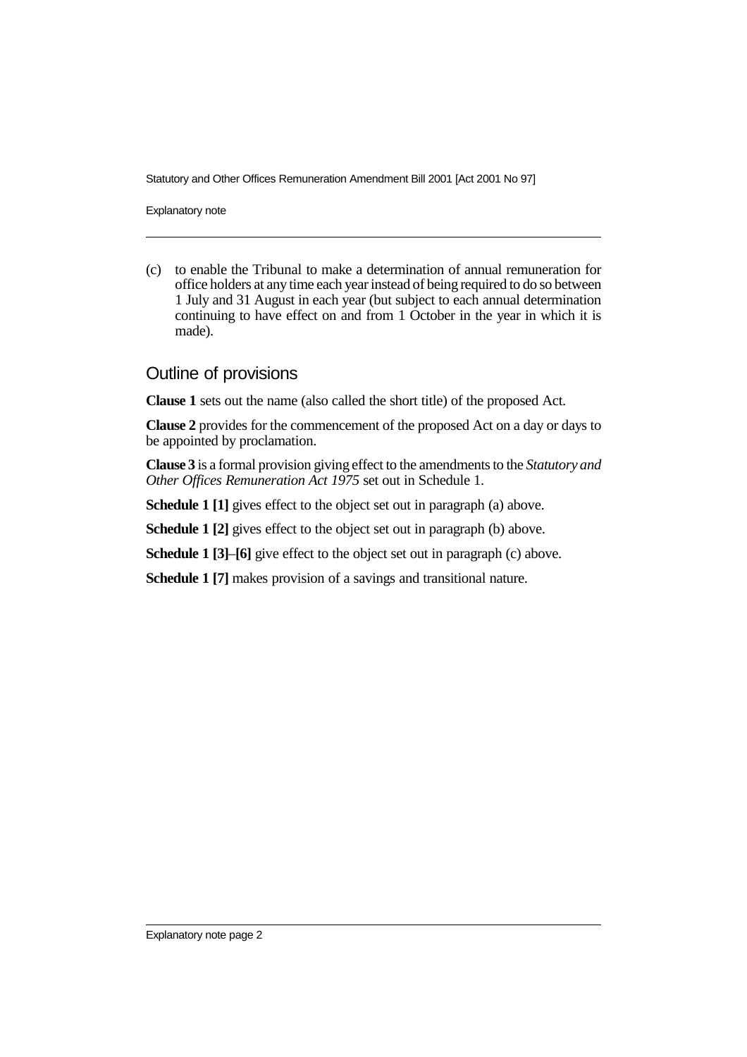(c) to enable the Tribunal to make a determination of annual remuneration for office holders at any time each year instead of being required to do so between 1 July and 31 August in each year (but subject to each annual determination continuing to have effect on and from 1 October in the year in which it is made).

## Outline of provisions

**Clause 1** sets out the name (also called the short title) of the proposed Act.

**Clause 2** provides for the commencement of the proposed Act on a day or days to be appointed by proclamation.

**Clause 3** is a formal provision giving effect to the amendments to the *Statutory and Other Offices Remuneration Act 1975* set out in Schedule 1.

**Schedule 1 [1]** gives effect to the object set out in paragraph (a) above.

**Schedule 1 [2]** gives effect to the object set out in paragraph (b) above.

**Schedule 1 [3]–[6]** give effect to the object set out in paragraph (c) above.

**Schedule 1 [7]** makes provision of a savings and transitional nature.